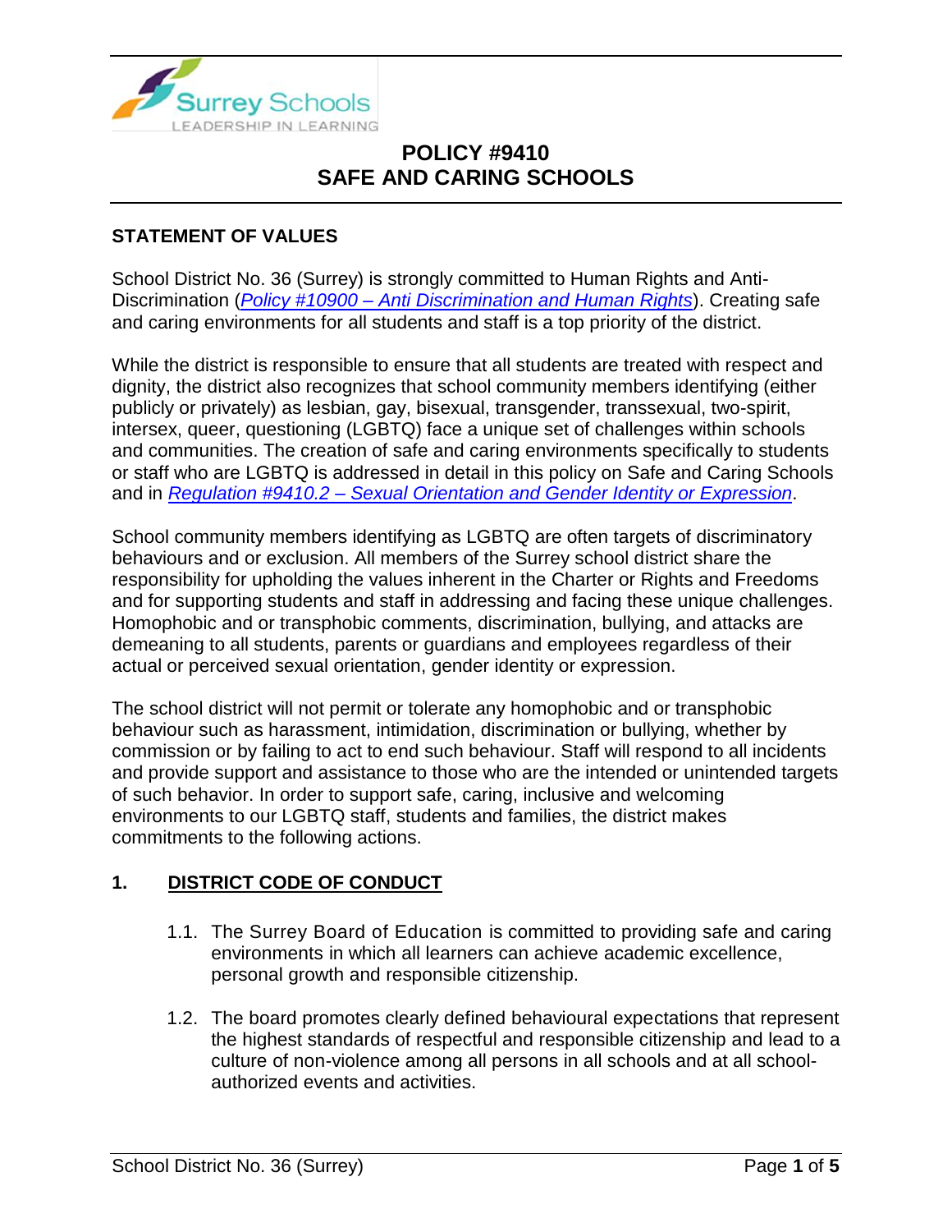# POLICY #9410
# SAFE AND CARING SCHOOLS

## STATEMENT OF VALUES

School District No. 36 (Surrey) is strongly committed to Human Rights and Anti-Discrimination (*Policy #10900 – Anti Discrimination and Human Rights*). Creating safe and caring environments for all students and staff is a top priority of the district.

While the district is responsible to ensure that all students are treated with respect and dignity, the district also recognizes that school community members identifying (either publicly or privately) as lesbian, gay, bisexual, transgender, transsexual, two-spirit, intersex, queer, questioning (LGBTQ) face a unique set of challenges within schools and communities. The creation of safe and caring environments specifically to students or staff who are LGBTQ is addressed in detail in this policy on Safe and Caring Schools and in *Regulation #9410.2 – Sexual Orientation and Gender Identity or Expression*.

School community members identifying as LGBTQ are often targets of discriminatory behaviours and or exclusion. All members of the Surrey school district share the responsibility for upholding the values inherent in the Charter or Rights and Freedoms and for supporting students and staff in addressing and facing these unique challenges. Homophobic and or transphobic comments, discrimination, bullying, and attacks are demeaning to all students, parents or guardians and employees regardless of their actual or perceived sexual orientation, gender identity or expression.

The school district will not permit or tolerate any homophobic and or transphobic behaviour such as harassment, intimidation, discrimination or bullying, whether by commission or by failing to act to end such behaviour. Staff will respond to all incidents and provide support and assistance to those who are the intended or unintended targets of such behavior. In order to support safe, caring, inclusive and welcoming environments to our LGBTQ staff, students and families, the district makes commitments to the following actions.

## 1. DISTRICT CODE OF CONDUCT

1.1. The Surrey Board of Education is committed to providing safe and caring environments in which all learners can achieve academic excellence, personal growth and responsible citizenship.

1.2. The board promotes clearly defined behavioural expectations that represent the highest standards of respectful and responsible citizenship and lead to a culture of non-violence among all persons in all schools and at all school-authorized events and activities.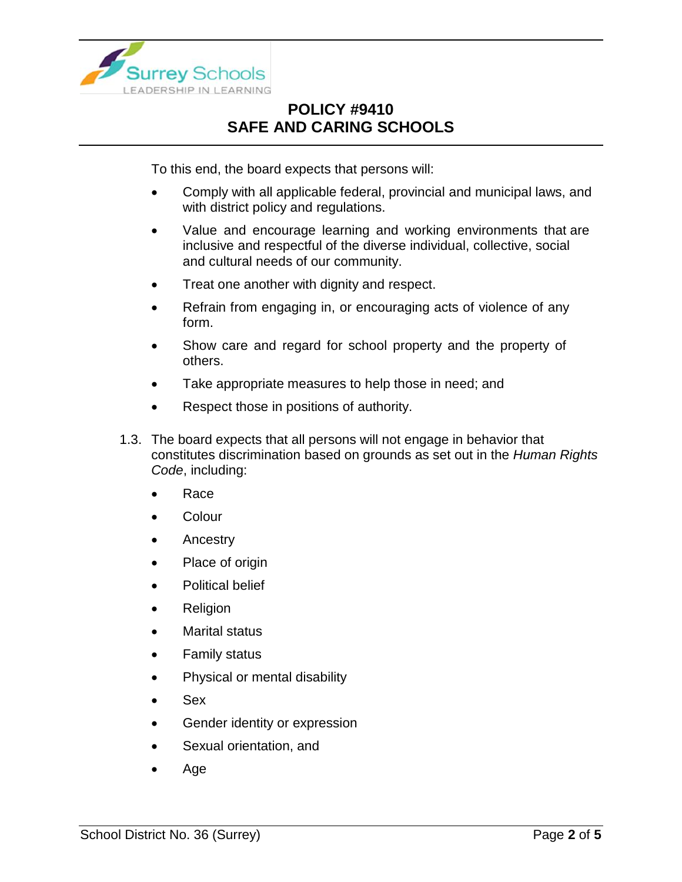To this end, the board expects that persons will:

- Comply with all applicable federal, provincial and municipal laws, and with district policy and regulations.
- Value and encourage learning and working environments that are inclusive and respectful of the diverse individual, collective, social and cultural needs of our community.
- Treat one another with dignity and respect.
- Refrain from engaging in, or encouraging acts of violence of any form.
- Show care and regard for school property and the property of others.
- Take appropriate measures to help those in need; and
- Respect those in positions of authority.

1.3. The board expects that all persons will not engage in behavior that constitutes discrimination based on grounds as set out in the *Human Rights Code*, including:

- Race
- Colour
- Ancestry
- Place of origin
- Political belief
- Religion
- Marital status
- Family status
- Physical or mental disability
- Sex
- Gender identity or expression
- Sexual orientation, and
- Age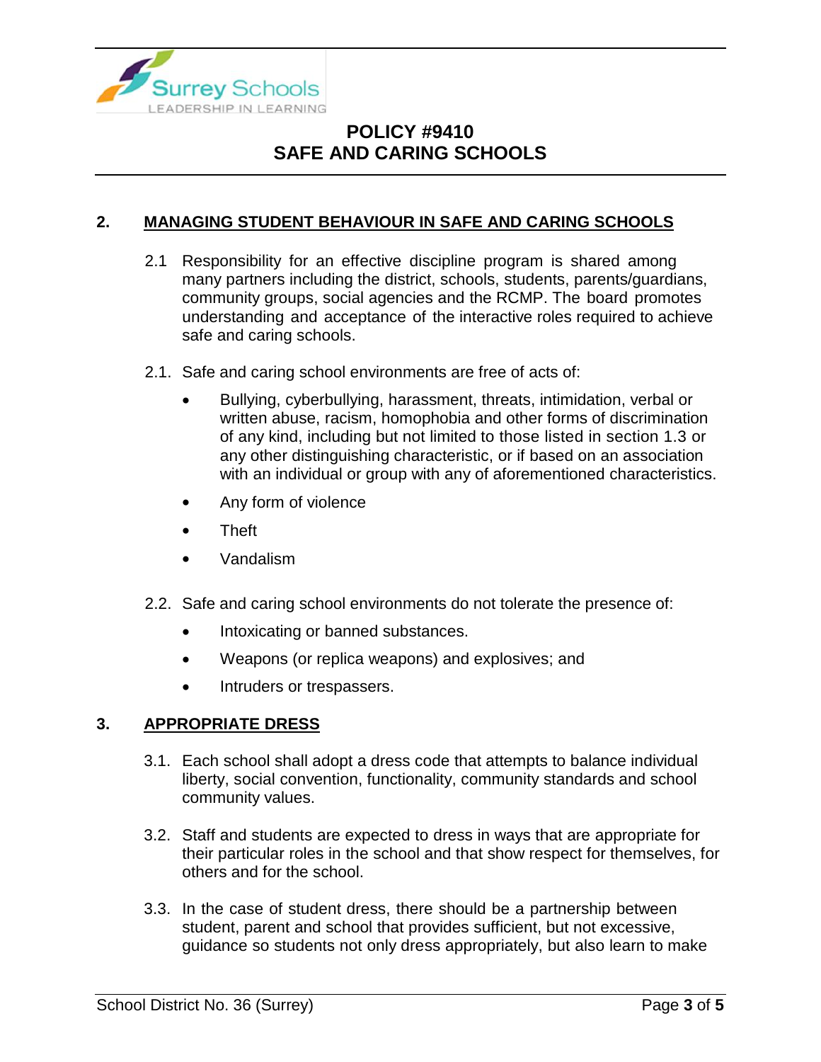## 2. MANAGING STUDENT BEHAVIOUR IN SAFE AND CARING SCHOOLS

2.1 Responsibility for an effective discipline program is shared among many partners including the district, schools, students, parents/guardians, community groups, social agencies and the RCMP. The board promotes understanding and acceptance of the interactive roles required to achieve safe and caring schools.

2.1. Safe and caring school environments are free of acts of:

- Bullying, cyberbullying, harassment, threats, intimidation, verbal or written abuse, racism, homophobia and other forms of discrimination of any kind, including but not limited to those listed in section 1.3 or any other distinguishing characteristic, or if based on an association with an individual or group with any of aforementioned characteristics.
- Any form of violence
- Theft
- Vandalism

2.2. Safe and caring school environments do not tolerate the presence of:

- Intoxicating or banned substances.
- Weapons (or replica weapons) and explosives; and
- Intruders or trespassers.

## 3. APPROPRIATE DRESS

3.1. Each school shall adopt a dress code that attempts to balance individual liberty, social convention, functionality, community standards and school community values.

3.2. Staff and students are expected to dress in ways that are appropriate for their particular roles in the school and that show respect for themselves, for others and for the school.

3.3. In the case of student dress, there should be a partnership between student, parent and school that provides sufficient, but not excessive, guidance so students not only dress appropriately, but also learn to make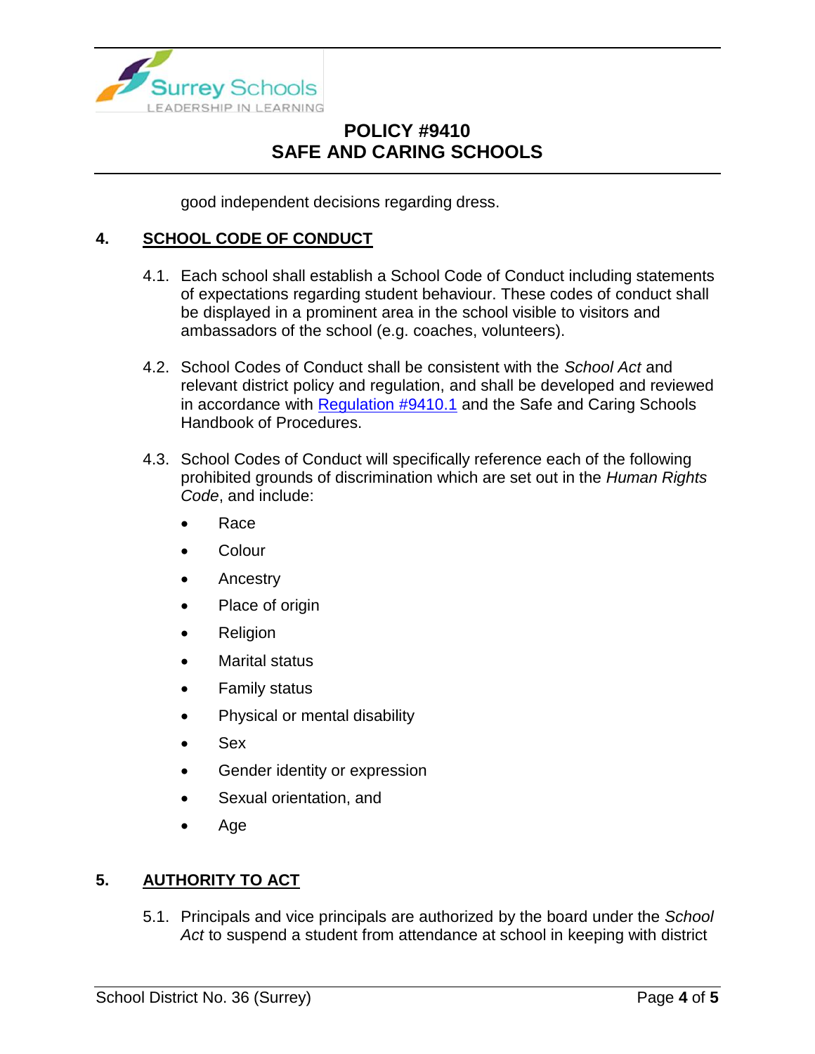good independent decisions regarding dress.

## 4. SCHOOL CODE OF CONDUCT

4.1. Each school shall establish a School Code of Conduct including statements of expectations regarding student behaviour. These codes of conduct shall be displayed in a prominent area in the school visible to visitors and ambassadors of the school (e.g. coaches, volunteers).

4.2. School Codes of Conduct shall be consistent with the *School Act* and relevant district policy and regulation, and shall be developed and reviewed in accordance with Regulation #9410.1 and the Safe and Caring Schools Handbook of Procedures.

4.3. School Codes of Conduct will specifically reference each of the following prohibited grounds of discrimination which are set out in the *Human Rights Code*, and include:

- Race
- Colour
- Ancestry
- Place of origin
- Religion
- Marital status
- Family status
- Physical or mental disability
- Sex
- Gender identity or expression
- Sexual orientation, and
- Age

## 5. AUTHORITY TO ACT

5.1. Principals and vice principals are authorized by the board under the *School Act* to suspend a student from attendance at school in keeping with district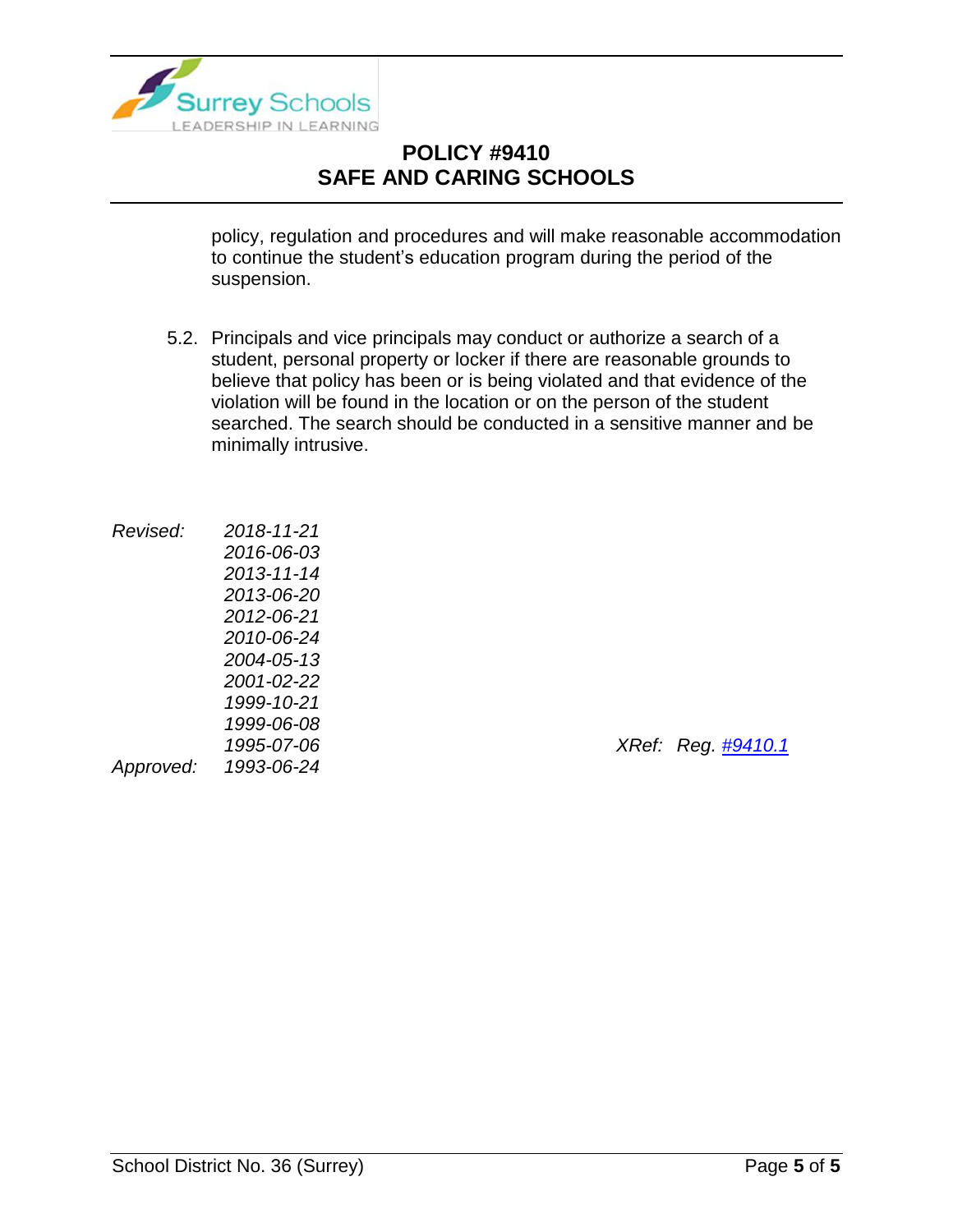policy, regulation and procedures and will make reasonable accommodation to continue the student's education program during the period of the suspension.

5.2. Principals and vice principals may conduct or authorize a search of a student, personal property or locker if there are reasonable grounds to believe that policy has been or is being violated and that evidence of the violation will be found in the location or on the person of the student searched. The search should be conducted in a sensitive manner and be minimally intrusive.

*Revised:* *2018-11-21*
*2016-06-03*
*2013-11-14*
*2013-06-20*
*2012-06-21*
*2010-06-24*
*2004-05-13*
*2001-02-22*
*1999-10-21*
*1999-06-08*
*1995-07-06*
*Approved:* *1993-06-24*

*XRef: Reg. #9410.1*